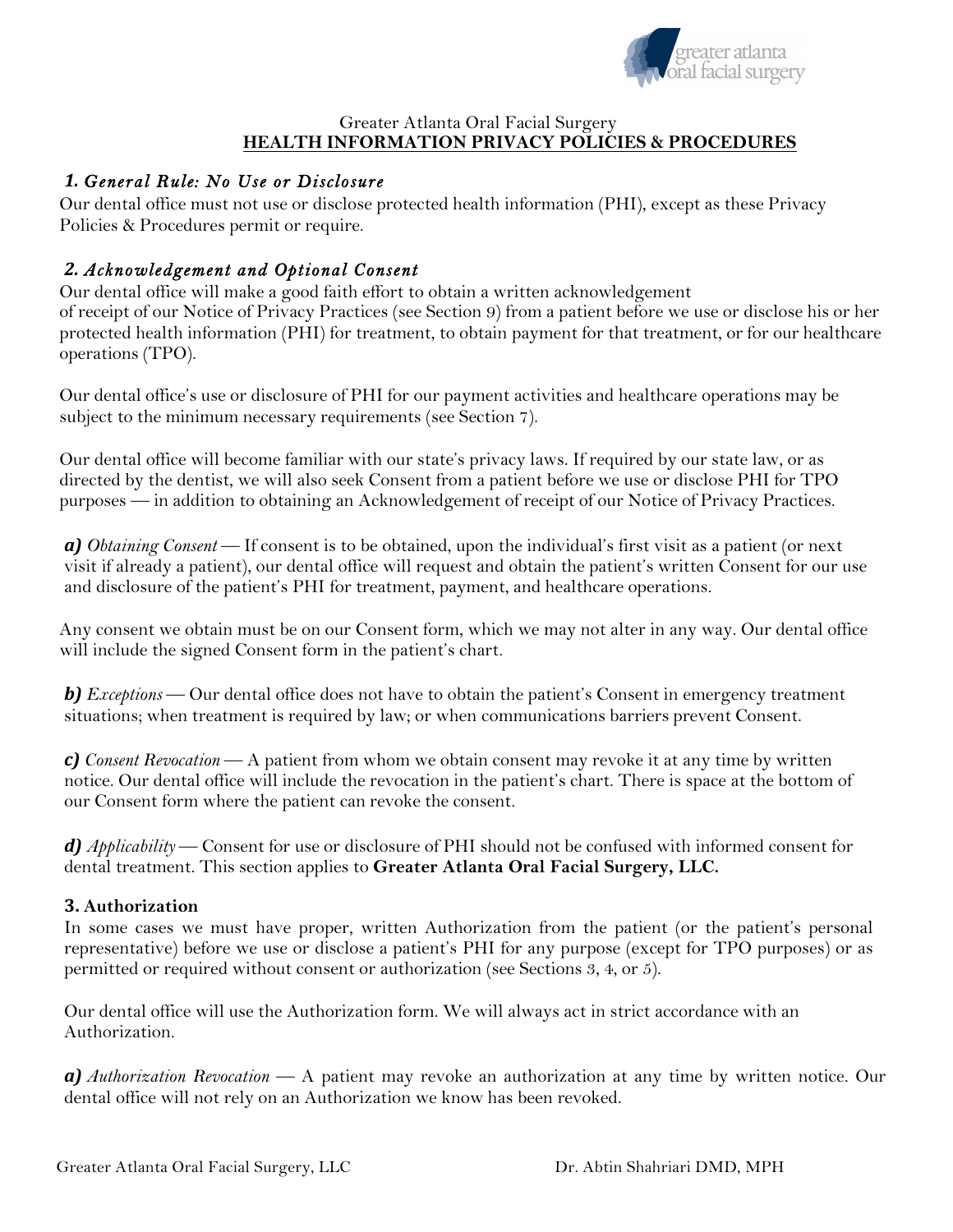Greater Atlanta Oral Facial Surgery

**HEALTH INFORMATION PRIVACY POLICIES & PROCEDURES**

## *1. General Rule: No Use or Disclosure*

Our dental office must not use or disclose protected health information (PHI), except as these Privacy Policies & Procedures permit or require.

## *2. Acknowledgement and Optional Consent*

Our dental office will make a good faith effort to obtain a written acknowledgement of receipt of our Notice of Privacy Practices (see Section 9) from a patient before we use or disclose his or her protected health information (PHI) for treatment, to obtain payment for that treatment, or for our healthcare operations (TPO).

Our dental office's use or disclosure of PHI for our payment activities and healthcare operations may be subject to the minimum necessary requirements (see Section 7).

Our dental office will become familiar with our state's privacy laws. If required by our state law, or as directed by the dentist, we will also seek Consent from a patient before we use or disclose PHI for TPO purposes — in addition to obtaining an Acknowledgement of receipt of our Notice of Privacy Practices.

***a)*** *Obtaining Consent* — If consent is to be obtained, upon the individual's first visit as a patient (or next visit if already a patient), our dental office will request and obtain the patient's written Consent for our use and disclosure of the patient's PHI for treatment, payment, and healthcare operations.

Any consent we obtain must be on our Consent form, which we may not alter in any way. Our dental office will include the signed Consent form in the patient's chart.

***b)*** *Exceptions* — Our dental office does not have to obtain the patient's Consent in emergency treatment situations; when treatment is required by law; or when communications barriers prevent Consent.

***c)*** *Consent Revocation* — A patient from whom we obtain consent may revoke it at any time by written notice. Our dental office will include the revocation in the patient's chart. There is space at the bottom of our Consent form where the patient can revoke the consent.

***d)*** *Applicability* — Consent for use or disclosure of PHI should not be confused with informed consent for dental treatment. This section applies to **Greater Atlanta Oral Facial Surgery, LLC.**

## 3. Authorization

In some cases we must have proper, written Authorization from the patient (or the patient's personal representative) before we use or disclose a patient's PHI for any purpose (except for TPO purposes) or as permitted or required without consent or authorization (see Sections 3, 4, or 5).

Our dental office will use the Authorization form. We will always act in strict accordance with an Authorization.

***a)*** *Authorization Revocation* — A patient may revoke an authorization at any time by written notice. Our dental office will not rely on an Authorization we know has been revoked.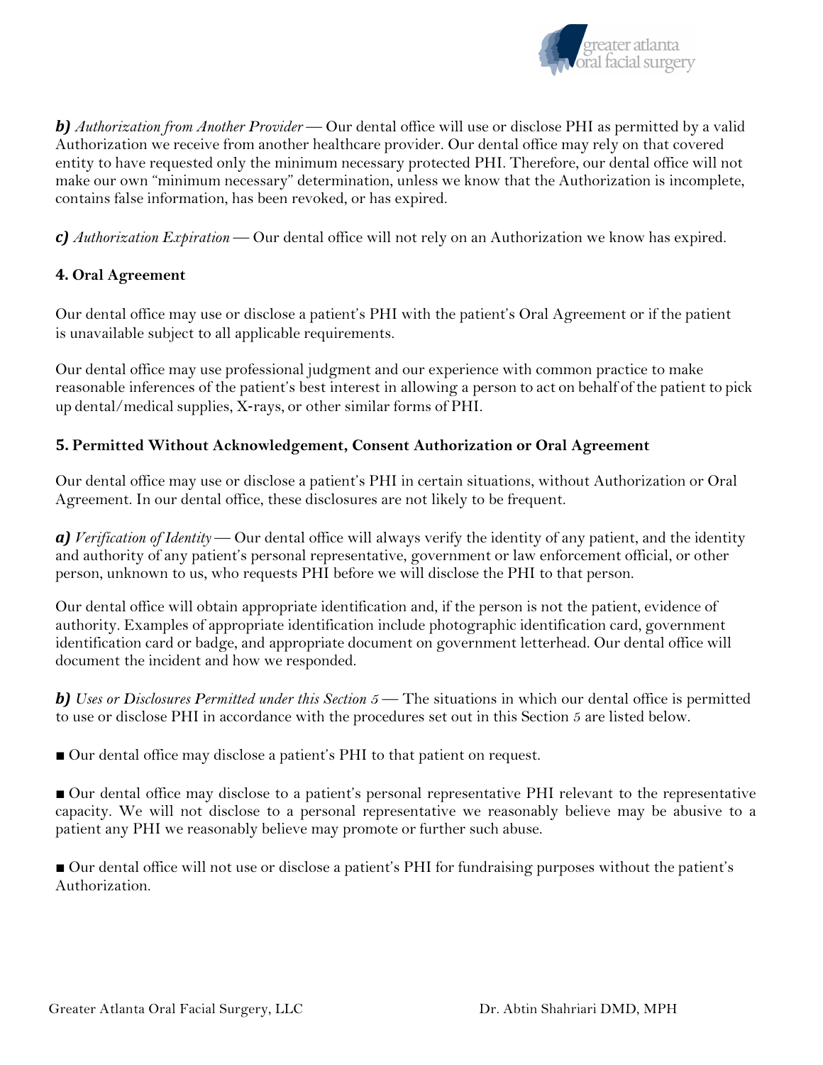***b)*** *Authorization from Another Provider* — Our dental office will use or disclose PHI as permitted by a valid Authorization we receive from another healthcare provider. Our dental office may rely on that covered entity to have requested only the minimum necessary protected PHI. Therefore, our dental office will not make our own "minimum necessary" determination, unless we know that the Authorization is incomplete, contains false information, has been revoked, or has expired.

***c)*** *Authorization Expiration* — Our dental office will not rely on an Authorization we know has expired.

## 4. Oral Agreement

Our dental office may use or disclose a patient's PHI with the patient's Oral Agreement or if the patient is unavailable subject to all applicable requirements.

Our dental office may use professional judgment and our experience with common practice to make reasonable inferences of the patient's best interest in allowing a person to act on behalf of the patient to pick up dental/medical supplies, X-rays, or other similar forms of PHI.

## 5. Permitted Without Acknowledgement, Consent Authorization or Oral Agreement

Our dental office may use or disclose a patient's PHI in certain situations, without Authorization or Oral Agreement. In our dental office, these disclosures are not likely to be frequent.

***a)*** *Verification of Identity* — Our dental office will always verify the identity of any patient, and the identity and authority of any patient's personal representative, government or law enforcement official, or other person, unknown to us, who requests PHI before we will disclose the PHI to that person.

Our dental office will obtain appropriate identification and, if the person is not the patient, evidence of authority. Examples of appropriate identification include photographic identification card, government identification card or badge, and appropriate document on government letterhead. Our dental office will document the incident and how we responded.

***b)*** *Uses or Disclosures Permitted under this Section 5* — The situations in which our dental office is permitted to use or disclose PHI in accordance with the procedures set out in this Section 5 are listed below.

- Our dental office may disclose a patient's PHI to that patient on request.

- Our dental office may disclose to a patient's personal representative PHI relevant to the representative capacity. We will not disclose to a personal representative we reasonably believe may be abusive to a patient any PHI we reasonably believe may promote or further such abuse.

- Our dental office will not use or disclose a patient's PHI for fundraising purposes without the patient's Authorization.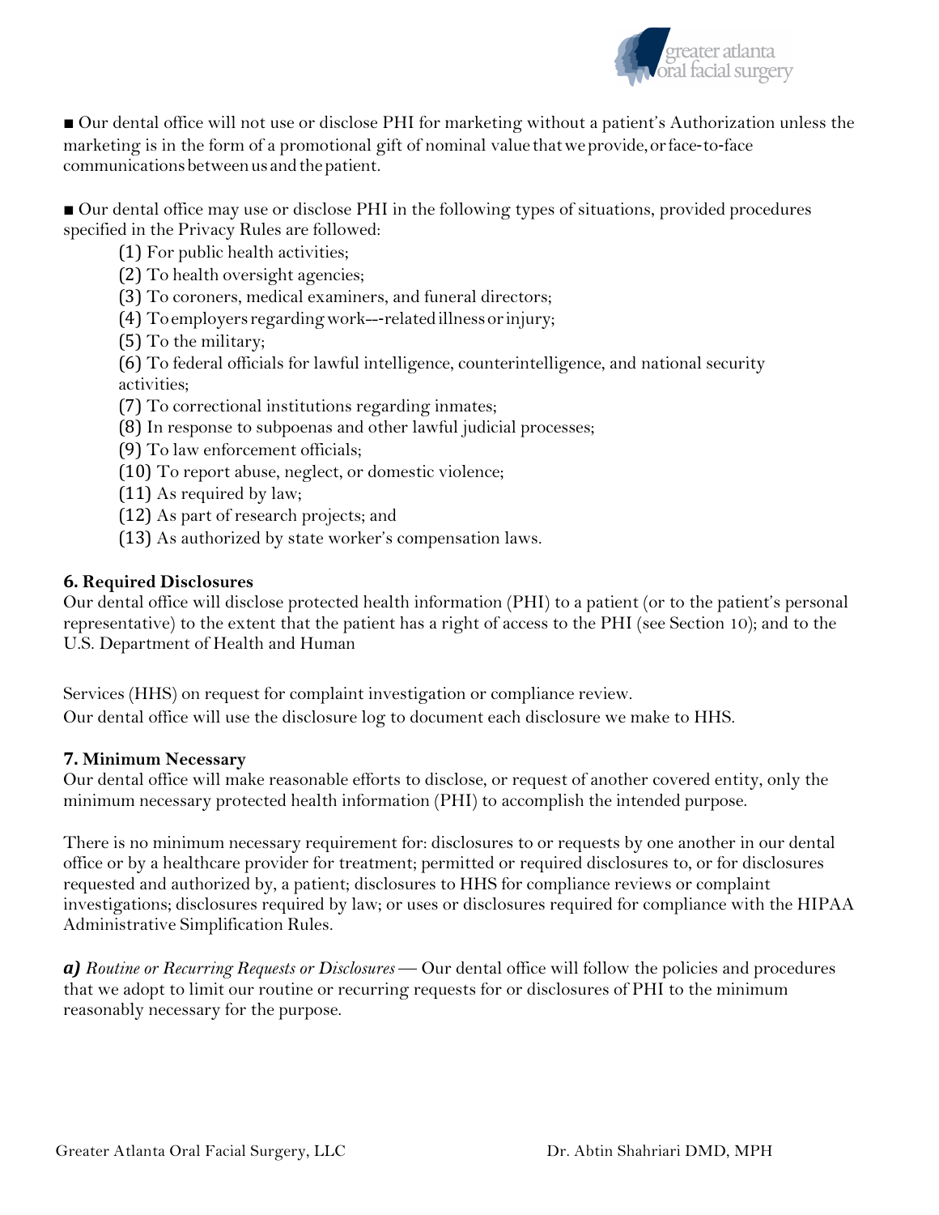■ Our dental office will not use or disclose PHI for marketing without a patient's Authorization unless the marketing is in the form of a promotional gift of nominal value that we provide, or face-to-face communications between us and the patient.

■ Our dental office may use or disclose PHI in the following types of situations, provided procedures specified in the Privacy Rules are followed:

(1) For public health activities;
(2) To health oversight agencies;
(3) To coroners, medical examiners, and funeral directors;
(4) To employers regarding work---related illness or injury;
(5) To the military;
(6) To federal officials for lawful intelligence, counterintelligence, and national security activities;
(7) To correctional institutions regarding inmates;
(8) In response to subpoenas and other lawful judicial processes;
(9) To law enforcement officials;
(10) To report abuse, neglect, or domestic violence;
(11) As required by law;
(12) As part of research projects; and
(13) As authorized by state worker's compensation laws.

**6. Required Disclosures**

Our dental office will disclose protected health information (PHI) to a patient (or to the patient's personal representative) to the extent that the patient has a right of access to the PHI (see Section 10); and to the U.S. Department of Health and Human

Services (HHS) on request for complaint investigation or compliance review.

Our dental office will use the disclosure log to document each disclosure we make to HHS.

**7. Minimum Necessary**

Our dental office will make reasonable efforts to disclose, or request of another covered entity, only the minimum necessary protected health information (PHI) to accomplish the intended purpose.

There is no minimum necessary requirement for: disclosures to or requests by one another in our dental office or by a healthcare provider for treatment; permitted or required disclosures to, or for disclosures requested and authorized by, a patient; disclosures to HHS for compliance reviews or complaint investigations; disclosures required by law; or uses or disclosures required for compliance with the HIPAA Administrative Simplification Rules.

***a)*** *Routine or Recurring Requests or Disclosures* — Our dental office will follow the policies and procedures that we adopt to limit our routine or recurring requests for or disclosures of PHI to the minimum reasonably necessary for the purpose.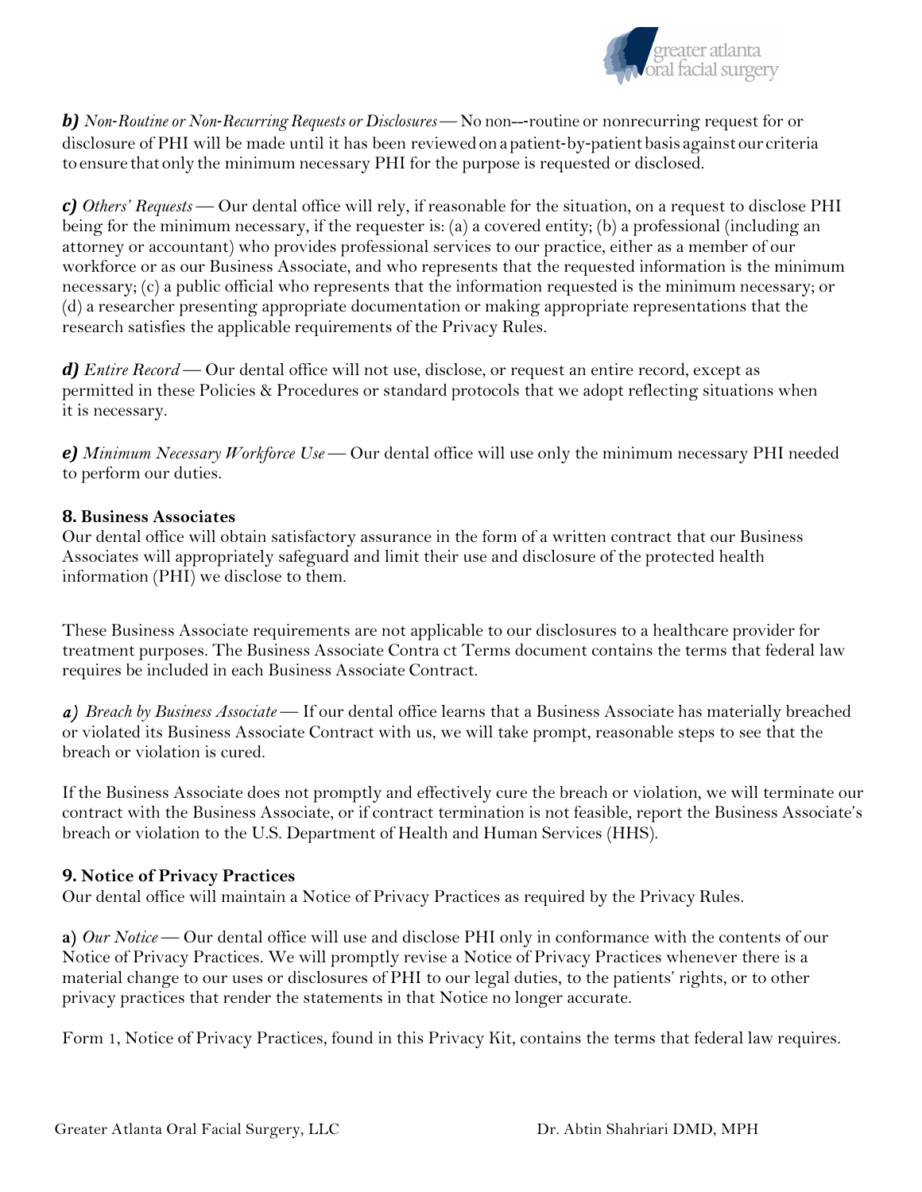***b)*** *Non-Routine or Non-Recurring Requests or Disclosures* — No non--‐routine or nonrecurring request for or disclosure of PHI will be made until it has been reviewed on a patient-by-patient basis against our criteria to ensure that only the minimum necessary PHI for the purpose is requested or disclosed.

***c)*** *Others' Requests* — Our dental office will rely, if reasonable for the situation, on a request to disclose PHI being for the minimum necessary, if the requester is: (a) a covered entity; (b) a professional (including an attorney or accountant) who provides professional services to our practice, either as a member of our workforce or as our Business Associate, and who represents that the requested information is the minimum necessary; (c) a public official who represents that the information requested is the minimum necessary; or (d) a researcher presenting appropriate documentation or making appropriate representations that the research satisfies the applicable requirements of the Privacy Rules.

***d)*** *Entire Record* — Our dental office will not use, disclose, or request an entire record, except as permitted in these Policies & Procedures or standard protocols that we adopt reflecting situations when it is necessary.

***e)*** *Minimum Necessary Workforce Use* — Our dental office will use only the minimum necessary PHI needed to perform our duties.

**8. Business Associates**

Our dental office will obtain satisfactory assurance in the form of a written contract that our Business Associates will appropriately safeguard and limit their use and disclosure of the protected health information (PHI) we disclose to them.

These Business Associate requirements are not applicable to our disclosures to a healthcare provider for treatment purposes. The Business Associate Contra ct Terms document contains the terms that federal law requires be included in each Business Associate Contract.

***a)*** *Breach by Business Associate* — If our dental office learns that a Business Associate has materially breached or violated its Business Associate Contract with us, we will take prompt, reasonable steps to see that the breach or violation is cured.

If the Business Associate does not promptly and effectively cure the breach or violation, we will terminate our contract with the Business Associate, or if contract termination is not feasible, report the Business Associate's breach or violation to the U.S. Department of Health and Human Services (HHS).

**9. Notice of Privacy Practices**

Our dental office will maintain a Notice of Privacy Practices as required by the Privacy Rules.

**a)** *Our Notice* — Our dental office will use and disclose PHI only in conformance with the contents of our Notice of Privacy Practices. We will promptly revise a Notice of Privacy Practices whenever there is a material change to our uses or disclosures of PHI to our legal duties, to the patients' rights, or to other privacy practices that render the statements in that Notice no longer accurate.

Form 1, Notice of Privacy Practices, found in this Privacy Kit, contains the terms that federal law requires.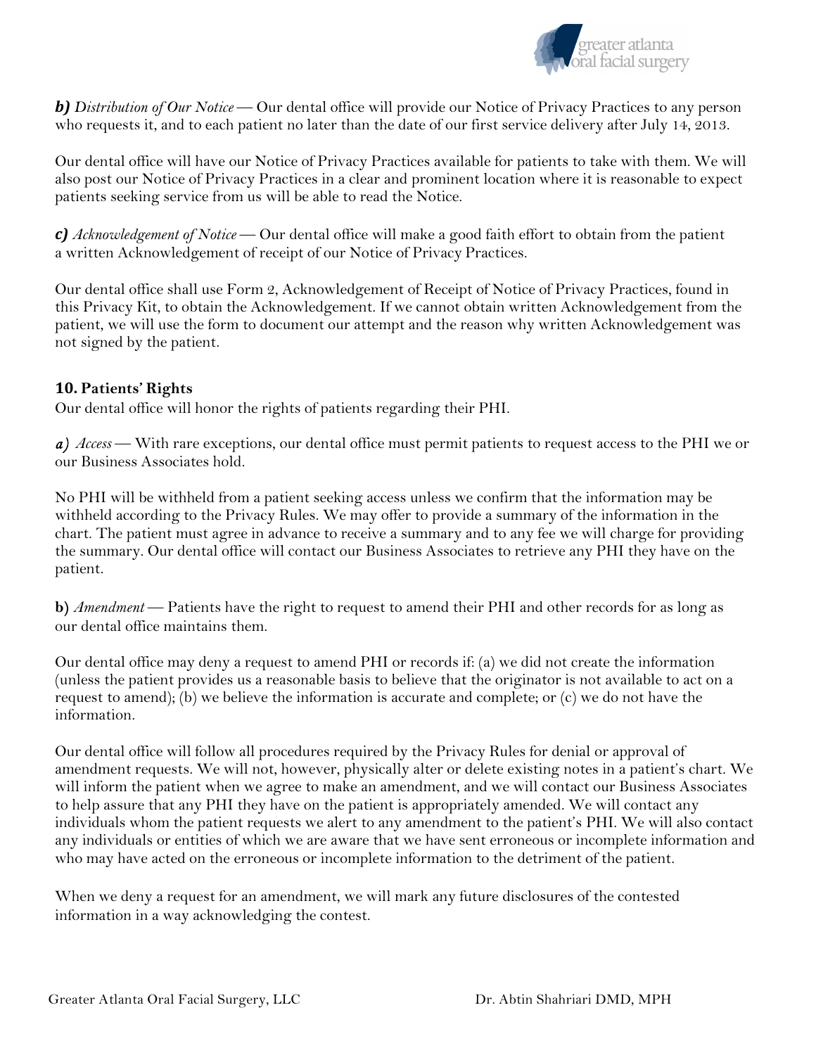***b)*** *Distribution of Our Notice* — Our dental office will provide our Notice of Privacy Practices to any person who requests it, and to each patient no later than the date of our first service delivery after July 14, 2013.

Our dental office will have our Notice of Privacy Practices available for patients to take with them. We will also post our Notice of Privacy Practices in a clear and prominent location where it is reasonable to expect patients seeking service from us will be able to read the Notice.

***c)*** *Acknowledgement of Notice* — Our dental office will make a good faith effort to obtain from the patient a written Acknowledgement of receipt of our Notice of Privacy Practices.

Our dental office shall use Form 2, Acknowledgement of Receipt of Notice of Privacy Practices, found in this Privacy Kit, to obtain the Acknowledgement. If we cannot obtain written Acknowledgement from the patient, we will use the form to document our attempt and the reason why written Acknowledgement was not signed by the patient.

**10. Patients' Rights**

Our dental office will honor the rights of patients regarding their PHI.

***a)*** *Access* — With rare exceptions, our dental office must permit patients to request access to the PHI we or our Business Associates hold.

No PHI will be withheld from a patient seeking access unless we confirm that the information may be withheld according to the Privacy Rules. We may offer to provide a summary of the information in the chart. The patient must agree in advance to receive a summary and to any fee we will charge for providing the summary. Our dental office will contact our Business Associates to retrieve any PHI they have on the patient.

**b)** *Amendment* — Patients have the right to request to amend their PHI and other records for as long as our dental office maintains them.

Our dental office may deny a request to amend PHI or records if: (a) we did not create the information (unless the patient provides us a reasonable basis to believe that the originator is not available to act on a request to amend); (b) we believe the information is accurate and complete; or (c) we do not have the information.

Our dental office will follow all procedures required by the Privacy Rules for denial or approval of amendment requests. We will not, however, physically alter or delete existing notes in a patient's chart. We will inform the patient when we agree to make an amendment, and we will contact our Business Associates to help assure that any PHI they have on the patient is appropriately amended. We will contact any individuals whom the patient requests we alert to any amendment to the patient's PHI. We will also contact any individuals or entities of which we are aware that we have sent erroneous or incomplete information and who may have acted on the erroneous or incomplete information to the detriment of the patient.

When we deny a request for an amendment, we will mark any future disclosures of the contested information in a way acknowledging the contest.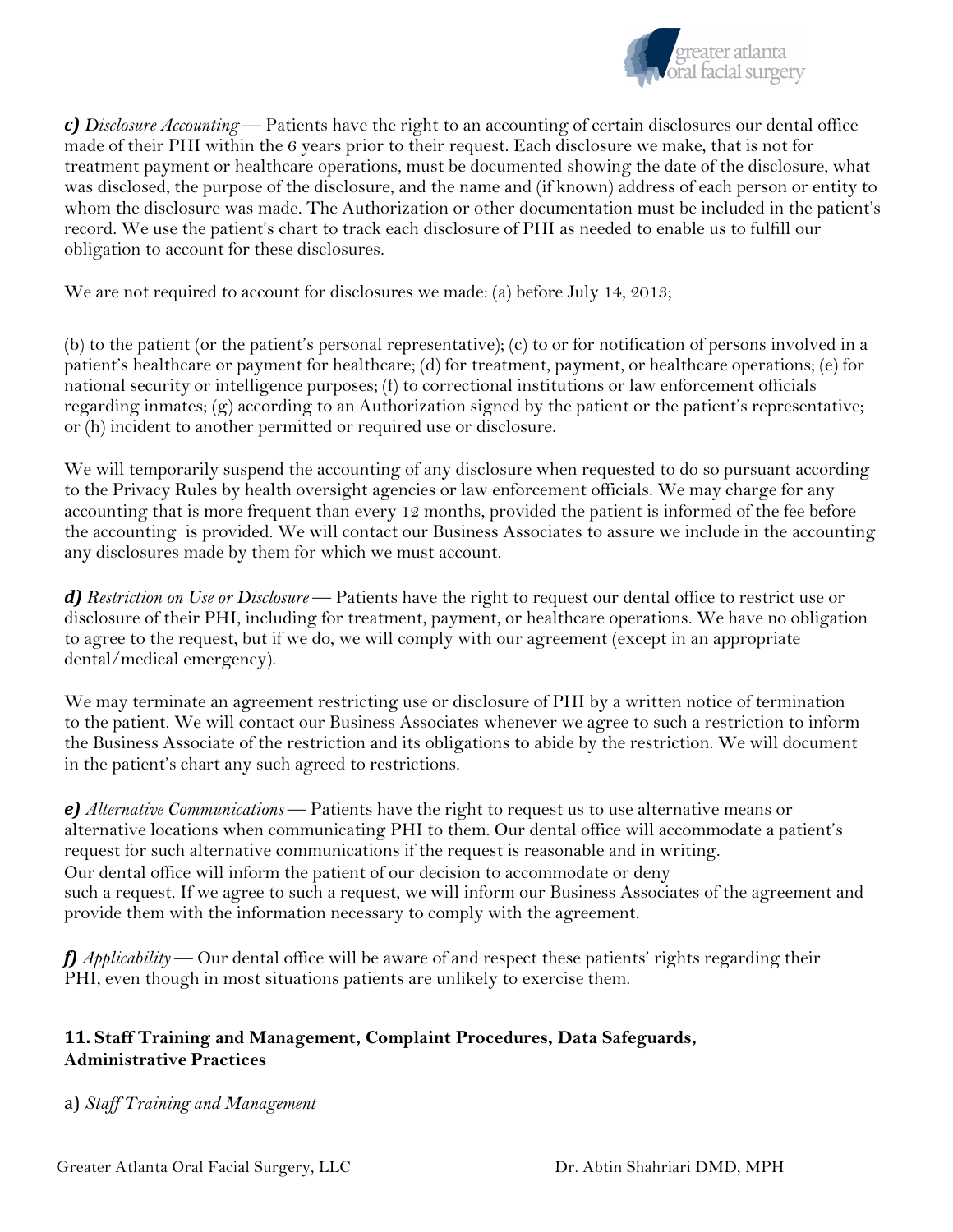***c)*** *Disclosure Accounting* — Patients have the right to an accounting of certain disclosures our dental office made of their PHI within the 6 years prior to their request. Each disclosure we make, that is not for treatment payment or healthcare operations, must be documented showing the date of the disclosure, what was disclosed, the purpose of the disclosure, and the name and (if known) address of each person or entity to whom the disclosure was made. The Authorization or other documentation must be included in the patient's record. We use the patient's chart to track each disclosure of PHI as needed to enable us to fulfill our obligation to account for these disclosures.

We are not required to account for disclosures we made: (a) before July 14, 2013;

(b) to the patient (or the patient's personal representative); (c) to or for notification of persons involved in a patient's healthcare or payment for healthcare; (d) for treatment, payment, or healthcare operations; (e) for national security or intelligence purposes; (f) to correctional institutions or law enforcement officials regarding inmates; (g) according to an Authorization signed by the patient or the patient's representative; or (h) incident to another permitted or required use or disclosure.

We will temporarily suspend the accounting of any disclosure when requested to do so pursuant according to the Privacy Rules by health oversight agencies or law enforcement officials. We may charge for any accounting that is more frequent than every 12 months, provided the patient is informed of the fee before the accounting is provided. We will contact our Business Associates to assure we include in the accounting any disclosures made by them for which we must account.

***d)*** *Restriction on Use or Disclosure* — Patients have the right to request our dental office to restrict use or disclosure of their PHI, including for treatment, payment, or healthcare operations. We have no obligation to agree to the request, but if we do, we will comply with our agreement (except in an appropriate dental/medical emergency).

We may terminate an agreement restricting use or disclosure of PHI by a written notice of termination to the patient. We will contact our Business Associates whenever we agree to such a restriction to inform the Business Associate of the restriction and its obligations to abide by the restriction. We will document in the patient's chart any such agreed to restrictions.

***e)*** *Alternative Communications* — Patients have the right to request us to use alternative means or alternative locations when communicating PHI to them. Our dental office will accommodate a patient's request for such alternative communications if the request is reasonable and in writing. Our dental office will inform the patient of our decision to accommodate or deny such a request. If we agree to such a request, we will inform our Business Associates of the agreement and provide them with the information necessary to comply with the agreement.

***f)*** *Applicability* — Our dental office will be aware of and respect these patients' rights regarding their PHI, even though in most situations patients are unlikely to exercise them.

## 11. Staff Training and Management, Complaint Procedures, Data Safeguards, Administrative Practices

a) *Staff Training and Management*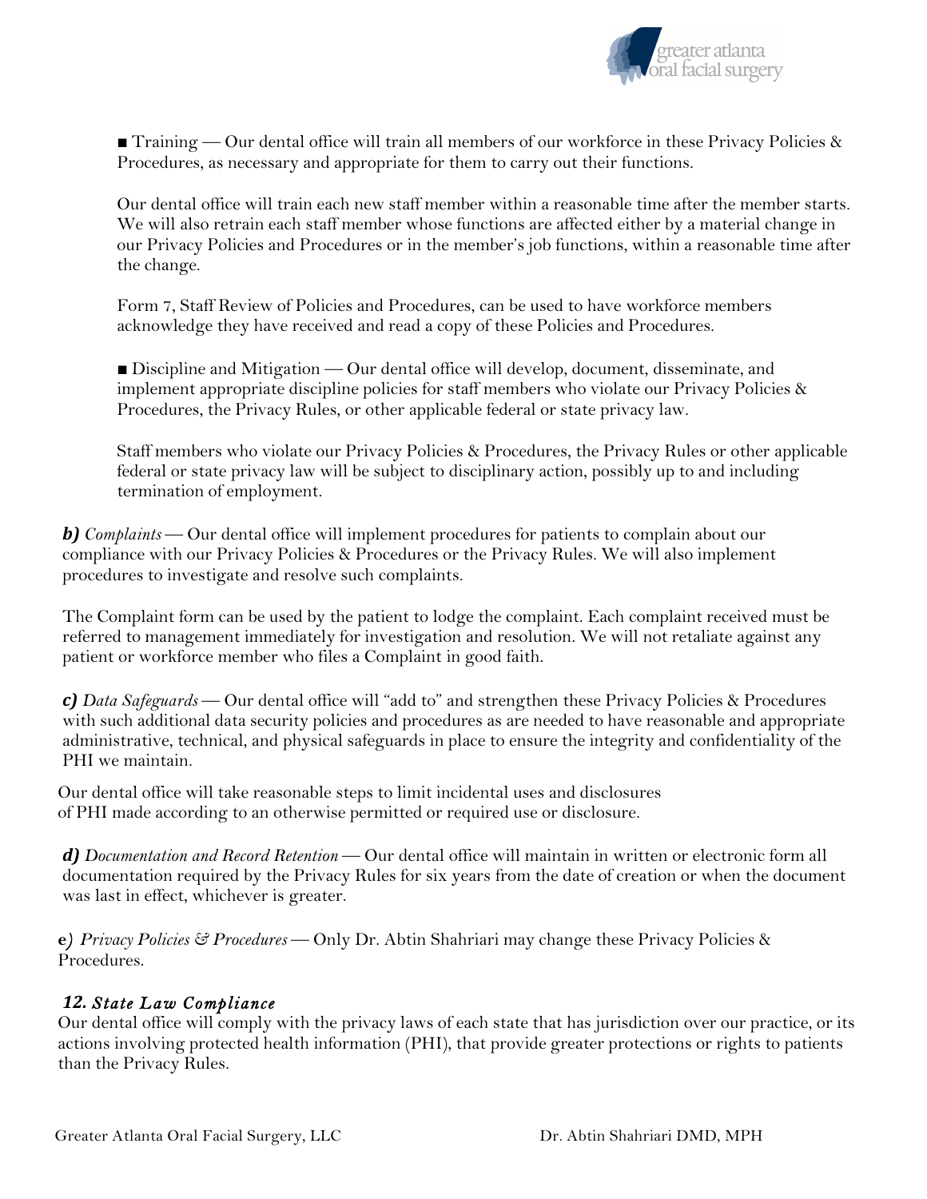■ Training — Our dental office will train all members of our workforce in these Privacy Policies & Procedures, as necessary and appropriate for them to carry out their functions.

Our dental office will train each new staff member within a reasonable time after the member starts. We will also retrain each staff member whose functions are affected either by a material change in our Privacy Policies and Procedures or in the member's job functions, within a reasonable time after the change.

Form 7, Staff Review of Policies and Procedures, can be used to have workforce members acknowledge they have received and read a copy of these Policies and Procedures.

■ Discipline and Mitigation — Our dental office will develop, document, disseminate, and implement appropriate discipline policies for staff members who violate our Privacy Policies & Procedures, the Privacy Rules, or other applicable federal or state privacy law.

Staff members who violate our Privacy Policies & Procedures, the Privacy Rules or other applicable federal or state privacy law will be subject to disciplinary action, possibly up to and including termination of employment.

***b)*** *Complaints* — Our dental office will implement procedures for patients to complain about our compliance with our Privacy Policies & Procedures or the Privacy Rules. We will also implement procedures to investigate and resolve such complaints.

The Complaint form can be used by the patient to lodge the complaint. Each complaint received must be referred to management immediately for investigation and resolution. We will not retaliate against any patient or workforce member who files a Complaint in good faith.

***c)*** *Data Safeguards* — Our dental office will "add to" and strengthen these Privacy Policies & Procedures with such additional data security policies and procedures as are needed to have reasonable and appropriate administrative, technical, and physical safeguards in place to ensure the integrity and confidentiality of the PHI we maintain.

Our dental office will take reasonable steps to limit incidental uses and disclosures of PHI made according to an otherwise permitted or required use or disclosure.

***d)*** *Documentation and Record Retention* — Our dental office will maintain in written or electronic form all documentation required by the Privacy Rules for six years from the date of creation or when the document was last in effect, whichever is greater.

e*)* *Privacy Policies & Procedures* — Only Dr. Abtin Shahriari may change these Privacy Policies & Procedures.

### *12. State Law Compliance*

Our dental office will comply with the privacy laws of each state that has jurisdiction over our practice, or its actions involving protected health information (PHI), that provide greater protections or rights to patients than the Privacy Rules.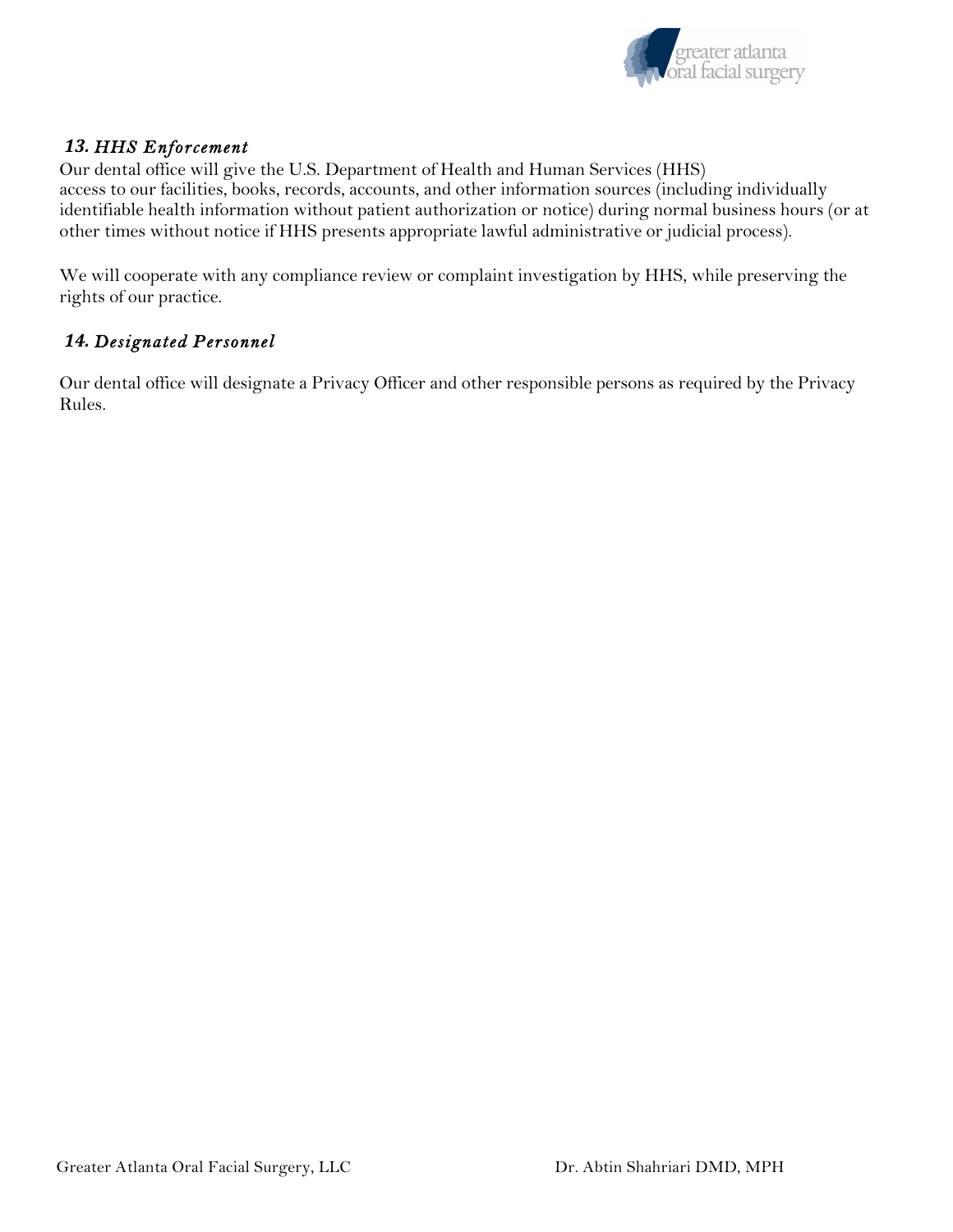### *13. HHS Enforcement*

Our dental office will give the U.S. Department of Health and Human Services (HHS) access to our facilities, books, records, accounts, and other information sources (including individually identifiable health information without patient authorization or notice) during normal business hours (or at other times without notice if HHS presents appropriate lawful administrative or judicial process).

We will cooperate with any compliance review or complaint investigation by HHS, while preserving the rights of our practice.

### *14. Designated Personnel*

Our dental office will designate a Privacy Officer and other responsible persons as required by the Privacy Rules.